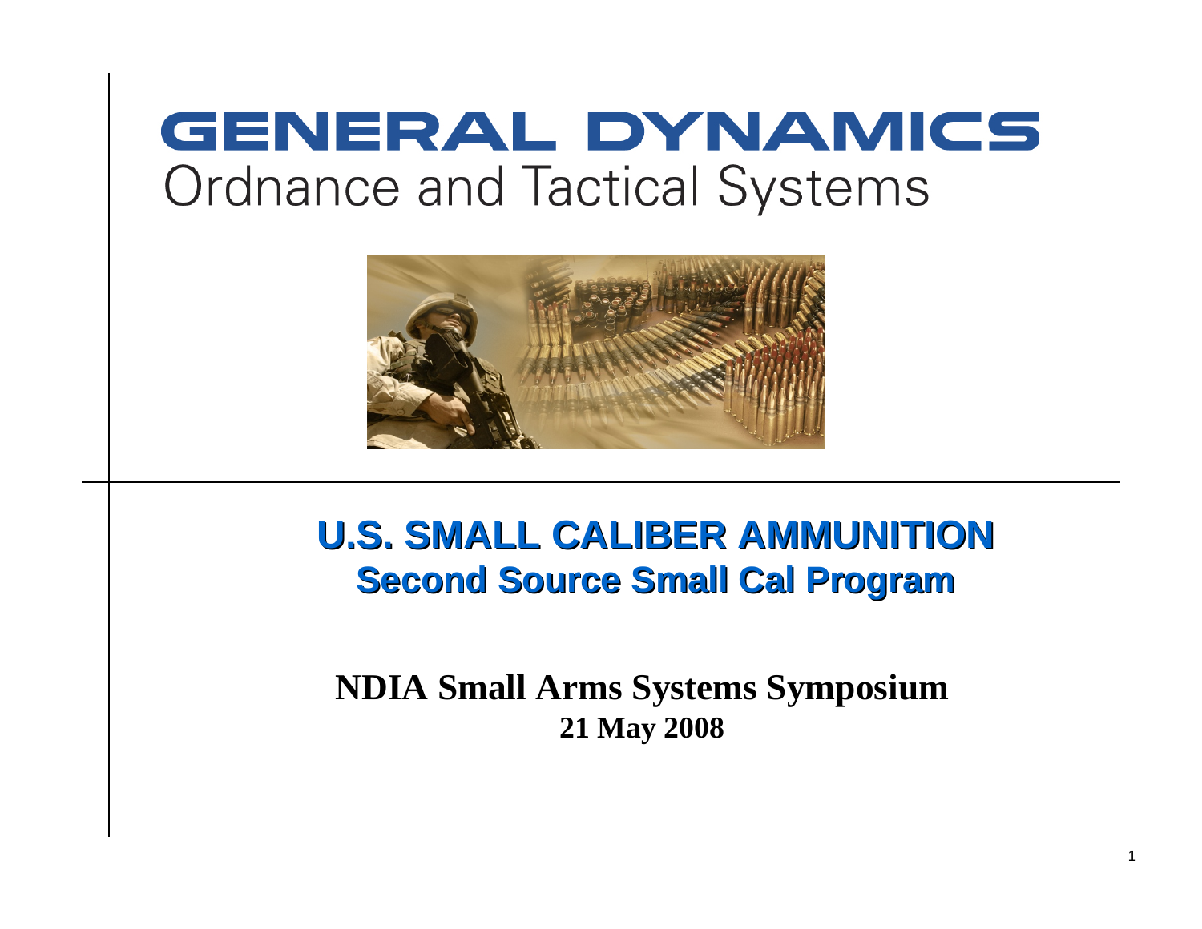# GENERAL DYNAMICS
Ordnance and Tactical Systems

## U.S. SMALL CALIBER AMMUNITION
### Second Source Small Cal Program

**NDIA Small Arms Systems Symposium**

**21 May 2008**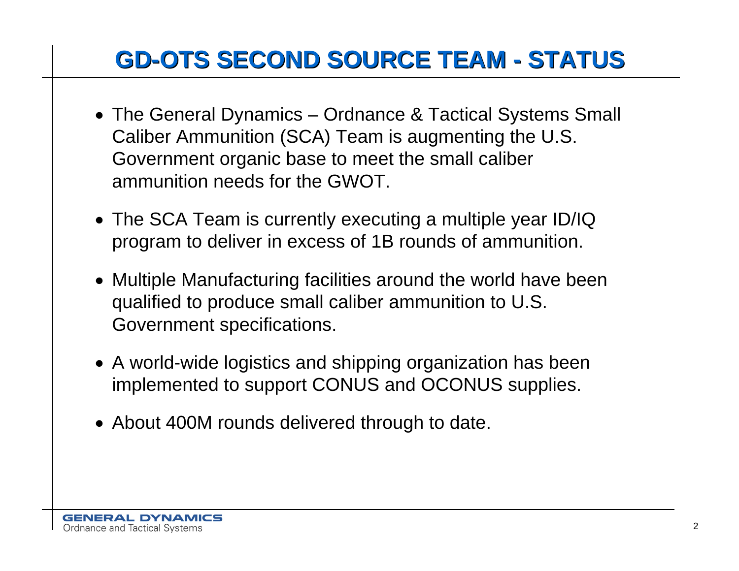# GD-OTS SECOND SOURCE TEAM - STATUS

- The General Dynamics – Ordnance & Tactical Systems Small Caliber Ammunition (SCA) Team is augmenting the U.S. Government organic base to meet the small caliber ammunition needs for the GWOT.
- The SCA Team is currently executing a multiple year ID/IQ program to deliver in excess of 1B rounds of ammunition.
- Multiple Manufacturing facilities around the world have been qualified to produce small caliber ammunition to U.S. Government specifications.
- A world-wide logistics and shipping organization has been implemented to support CONUS and OCONUS supplies.
- About 400M rounds delivered through to date.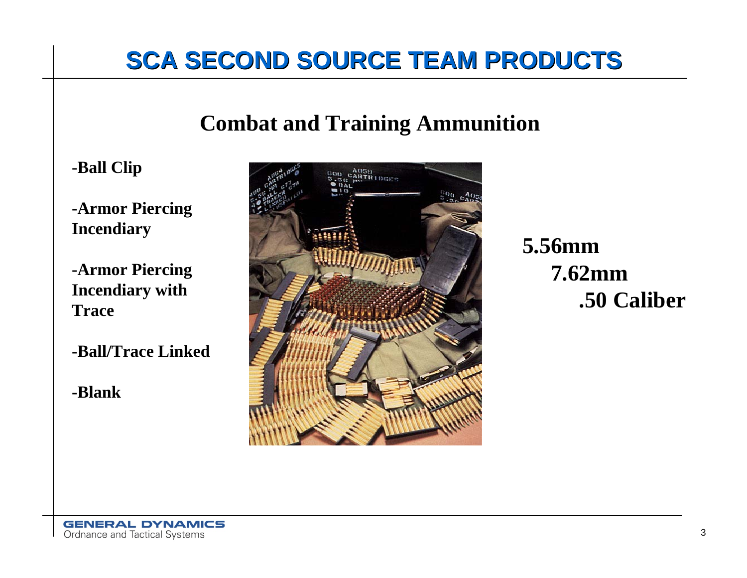# SCA SECOND SOURCE TEAM PRODUCTS

## Combat and Training Ammunition

- **-Ball Clip**
- **-Armor Piercing Incendiary**
- **-Armor Piercing Incendiary with Trace**
- **-Ball/Trace Linked**
- **-Blank**

**5.56mm**

**7.62mm**

**.50 Caliber**

**GENERAL DYNAMICS**
Ordnance and Tactical Systems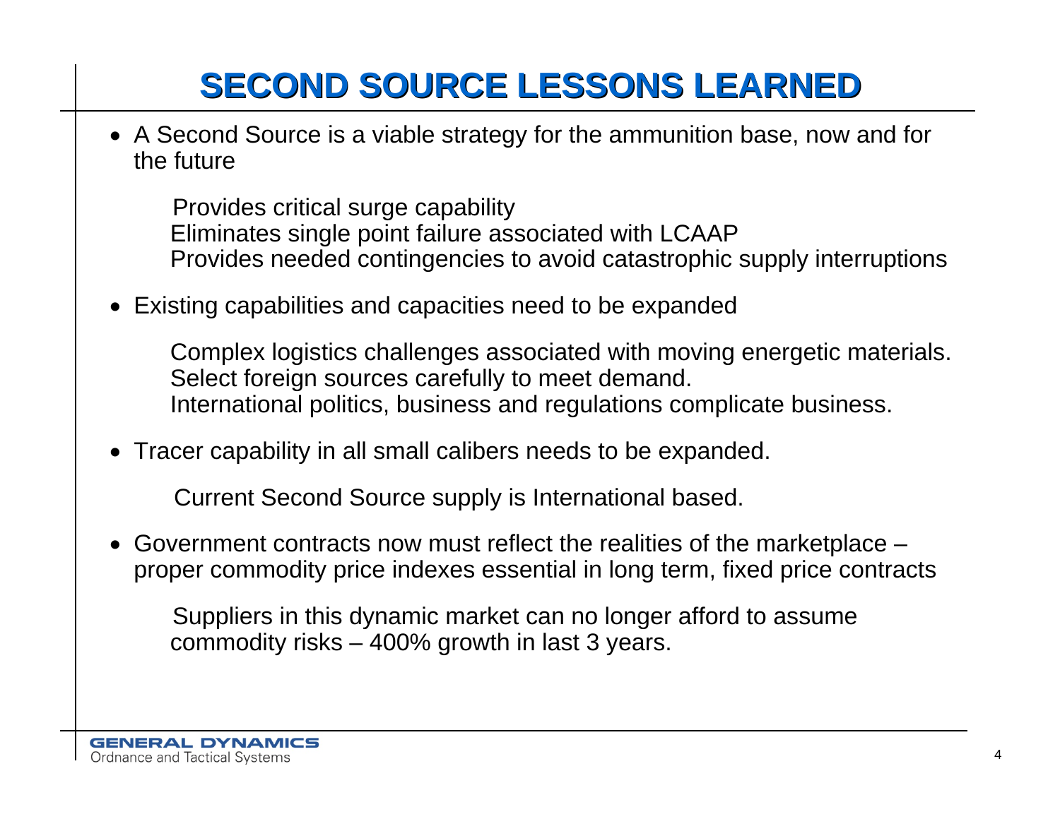# SECOND SOURCE LESSONS LEARNED

- A Second Source is a viable strategy for the ammunition base, now and for the future

  Provides critical surge capability
  Eliminates single point failure associated with LCAAP
  Provides needed contingencies to avoid catastrophic supply interruptions

- Existing capabilities and capacities need to be expanded

  Complex logistics challenges associated with moving energetic materials.
  Select foreign sources carefully to meet demand.
  International politics, business and regulations complicate business.

- Tracer capability in all small calibers needs to be expanded.

  Current Second Source supply is International based.

- Government contracts now must reflect the realities of the marketplace – proper commodity price indexes essential in long term, fixed price contracts

  Suppliers in this dynamic market can no longer afford to assume commodity risks – 400% growth in last 3 years.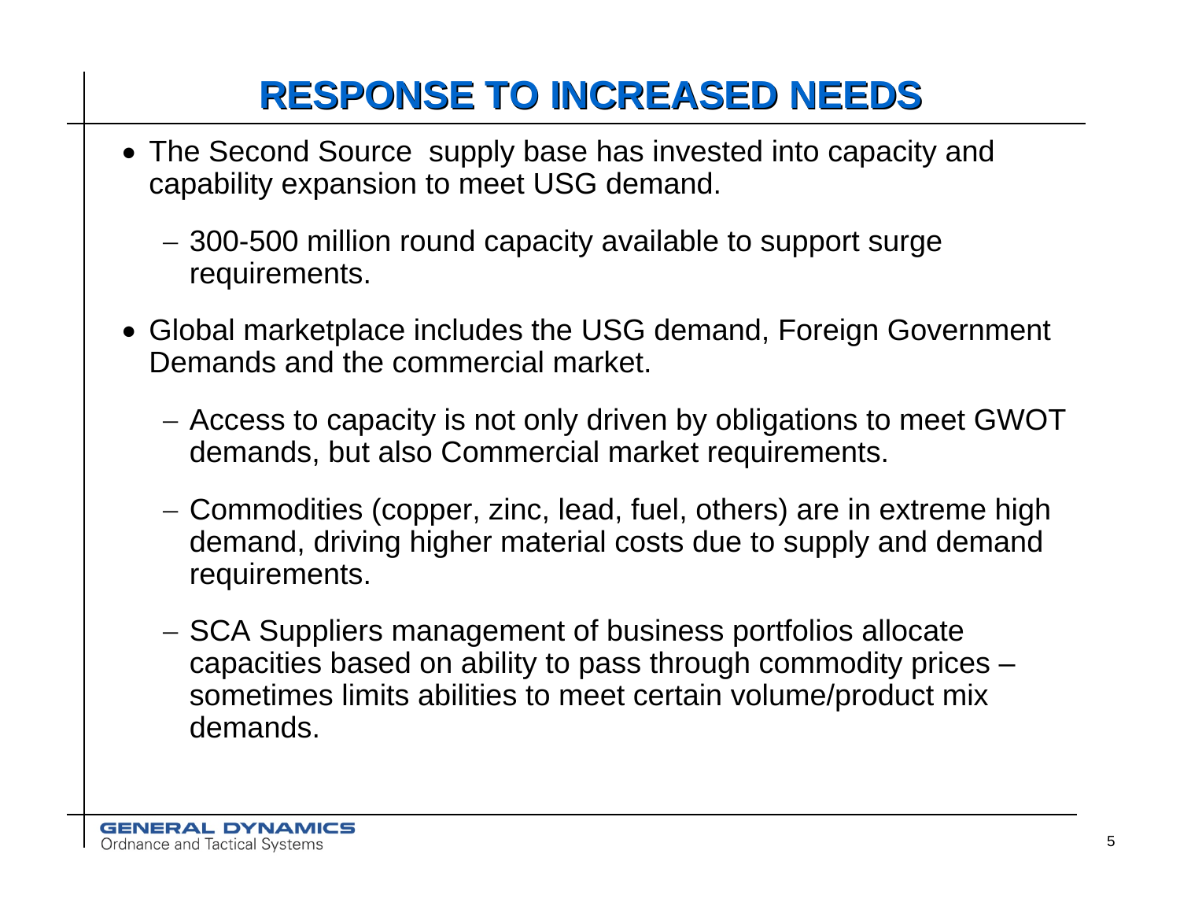# RESPONSE TO INCREASED NEEDS

- The Second Source supply base has invested into capacity and capability expansion to meet USG demand.
  - 300-500 million round capacity available to support surge requirements.
- Global marketplace includes the USG demand, Foreign Government Demands and the commercial market.
  - Access to capacity is not only driven by obligations to meet GWOT demands, but also Commercial market requirements.
  - Commodities (copper, zinc, lead, fuel, others) are in extreme high demand, driving higher material costs due to supply and demand requirements.
  - SCA Suppliers management of business portfolios allocate capacities based on ability to pass through commodity prices – sometimes limits abilities to meet certain volume/product mix demands.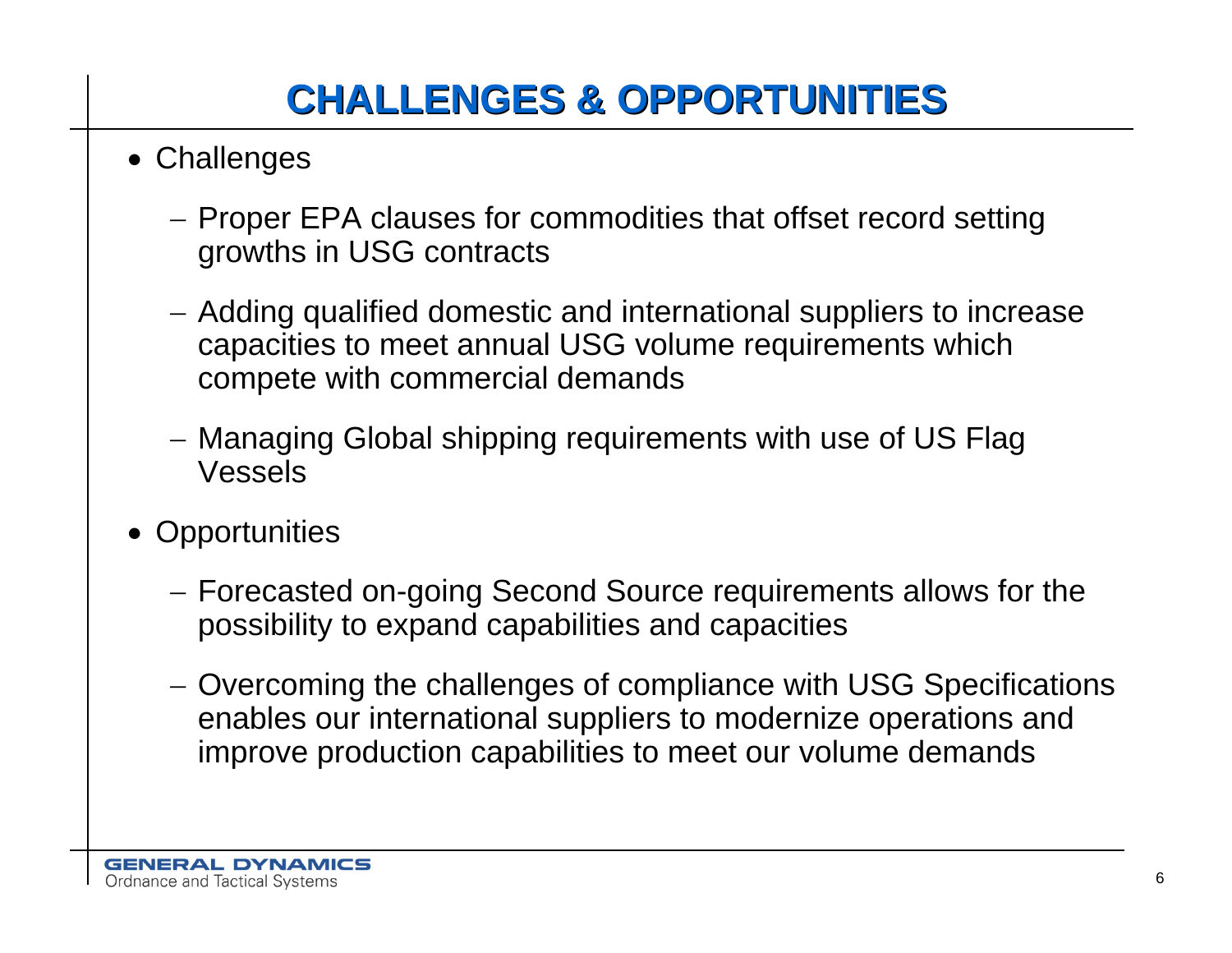# CHALLENGES & OPPORTUNITIES

- Challenges
  - Proper EPA clauses for commodities that offset record setting growths in USG contracts
  - Adding qualified domestic and international suppliers to increase capacities to meet annual USG volume requirements which compete with commercial demands
  - Managing Global shipping requirements with use of US Flag Vessels
- Opportunities
  - Forecasted on-going Second Source requirements allows for the possibility to expand capabilities and capacities
  - Overcoming the challenges of compliance with USG Specifications enables our international suppliers to modernize operations and improve production capabilities to meet our volume demands

GENERAL DYNAMICS
Ordnance and Tactical Systems